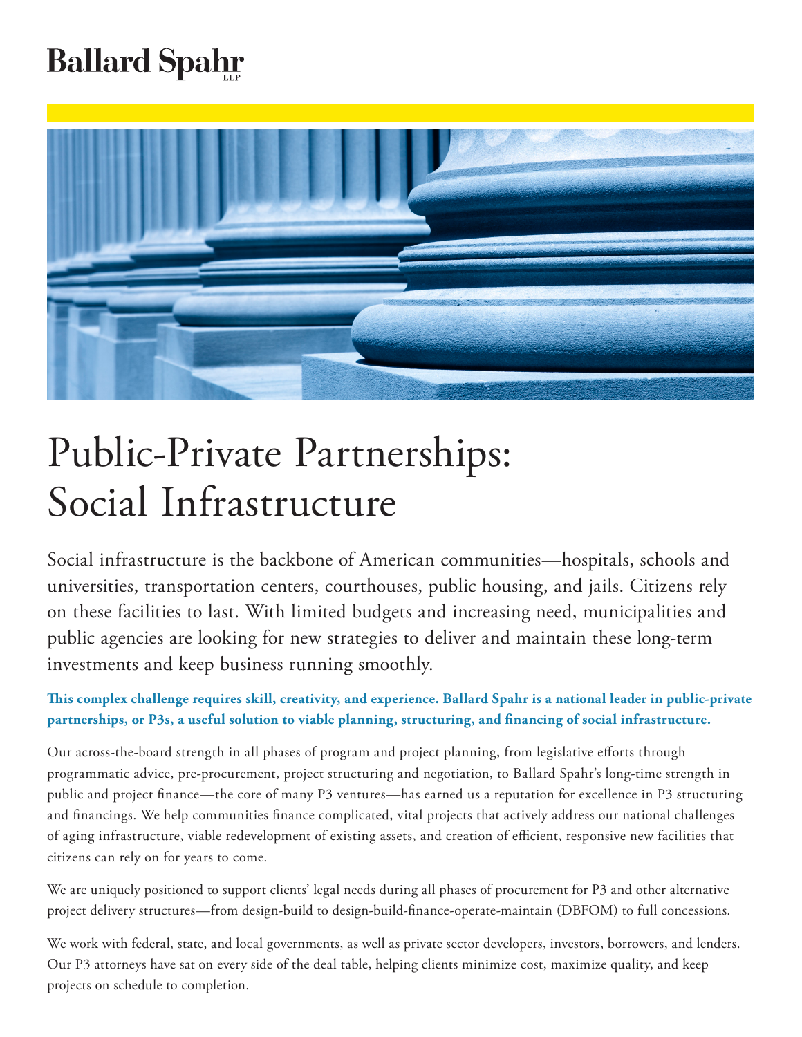Ballard Spahr LLP

# Public-Private Partnerships: Social Infrastructure

Social infrastructure is the backbone of American communities—hospitals, schools and universities, transportation centers, courthouses, public housing, and jails. Citizens rely on these facilities to last. With limited budgets and increasing need, municipalities and public agencies are looking for new strategies to deliver and maintain these long-term investments and keep business running smoothly.

**This complex challenge requires skill, creativity, and experience. Ballard Spahr is a national leader in public-private partnerships, or P3s, a useful solution to viable planning, structuring, and financing of social infrastructure.**

Our across-the-board strength in all phases of program and project planning, from legislative efforts through programmatic advice, pre-procurement, project structuring and negotiation, to Ballard Spahr's long-time strength in public and project finance—the core of many P3 ventures—has earned us a reputation for excellence in P3 structuring and financings. We help communities finance complicated, vital projects that actively address our national challenges of aging infrastructure, viable redevelopment of existing assets, and creation of efficient, responsive new facilities that citizens can rely on for years to come.

We are uniquely positioned to support clients' legal needs during all phases of procurement for P3 and other alternative project delivery structures—from design-build to design-build-finance-operate-maintain (DBFOM) to full concessions.

We work with federal, state, and local governments, as well as private sector developers, investors, borrowers, and lenders. Our P3 attorneys have sat on every side of the deal table, helping clients minimize cost, maximize quality, and keep projects on schedule to completion.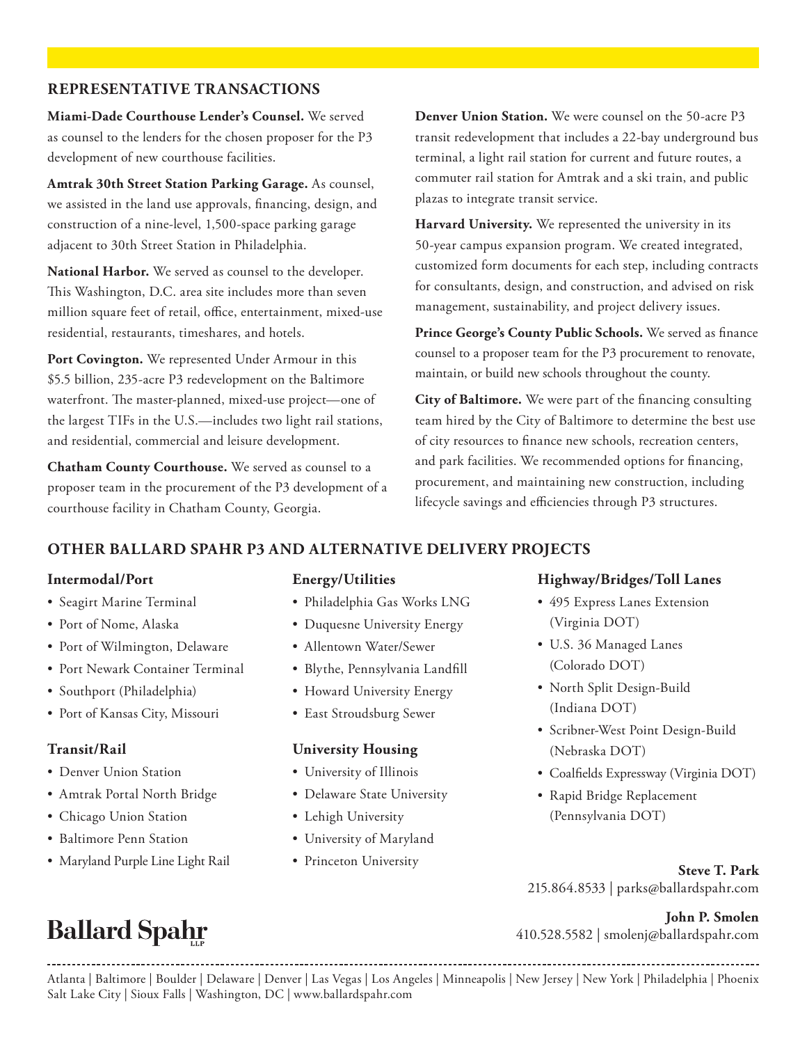## REPRESENTATIVE TRANSACTIONS

**Miami-Dade Courthouse Lender's Counsel.** We served as counsel to the lenders for the chosen proposer for the P3 development of new courthouse facilities.

**Amtrak 30th Street Station Parking Garage.** As counsel, we assisted in the land use approvals, financing, design, and construction of a nine-level, 1,500-space parking garage adjacent to 30th Street Station in Philadelphia.

**National Harbor.** We served as counsel to the developer. This Washington, D.C. area site includes more than seven million square feet of retail, office, entertainment, mixed-use residential, restaurants, timeshares, and hotels.

**Port Covington.** We represented Under Armour in this $5.5 billion, 235-acre P3 redevelopment on the Baltimore waterfront. The master-planned, mixed-use project—one of the largest TIFs in the U.S.—includes two light rail stations, and residential, commercial and leisure development.

**Chatham County Courthouse.** We served as counsel to a proposer team in the procurement of the P3 development of a courthouse facility in Chatham County, Georgia.

**Denver Union Station.** We were counsel on the 50-acre P3 transit redevelopment that includes a 22-bay underground bus terminal, a light rail station for current and future routes, a commuter rail station for Amtrak and a ski train, and public plazas to integrate transit service.

**Harvard University.** We represented the university in its 50-year campus expansion program. We created integrated, customized form documents for each step, including contracts for consultants, design, and construction, and advised on risk management, sustainability, and project delivery issues.

**Prince George's County Public Schools.** We served as finance counsel to a proposer team for the P3 procurement to renovate, maintain, or build new schools throughout the county.

**City of Baltimore.** We were part of the financing consulting team hired by the City of Baltimore to determine the best use of city resources to finance new schools, recreation centers, and park facilities. We recommended options for financing, procurement, and maintaining new construction, including lifecycle savings and efficiencies through P3 structures.

## OTHER BALLARD SPAHR P3 AND ALTERNATIVE DELIVERY PROJECTS

### Intermodal/Port

- Seagirt Marine Terminal
- Port of Nome, Alaska
- Port of Wilmington, Delaware
- Port Newark Container Terminal
- Southport (Philadelphia)
- Port of Kansas City, Missouri

### Transit/Rail

- Denver Union Station
- Amtrak Portal North Bridge
- Chicago Union Station
- Baltimore Penn Station
- Maryland Purple Line Light Rail

### Energy/Utilities

- Philadelphia Gas Works LNG
- Duquesne University Energy
- Allentown Water/Sewer
- Blythe, Pennsylvania Landfill
- Howard University Energy
- East Stroudsburg Sewer

### University Housing

- University of Illinois
- Delaware State University
- Lehigh University
- University of Maryland
- Princeton University

### Highway/Bridges/Toll Lanes

- 495 Express Lanes Extension (Virginia DOT)
- U.S. 36 Managed Lanes (Colorado DOT)
- North Split Design-Build (Indiana DOT)
- Scribner-West Point Design-Build (Nebraska DOT)
- Coalfields Expressway (Virginia DOT)
- Rapid Bridge Replacement (Pennsylvania DOT)

**Steve T. Park**
215.864.8533 | parks@ballardspahr.com

**John P. Smolen**
410.528.5582 | smolenj@ballardspahr.com

**Ballard Spahr** LLP

Atlanta | Baltimore | Boulder | Delaware | Denver | Las Vegas | Los Angeles | Minneapolis | New Jersey | New York | Philadelphia | Phoenix
Salt Lake City | Sioux Falls | Washington, DC | www.ballardspahr.com